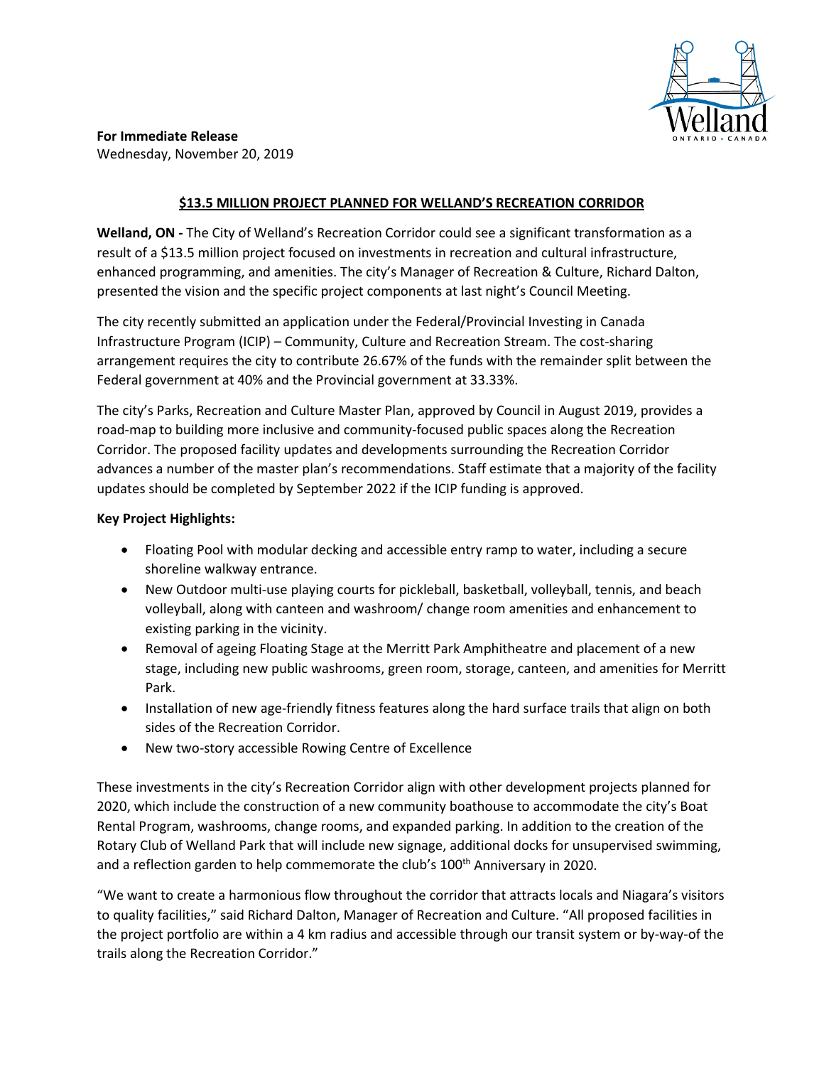**For Immediate Release**
Wednesday, November 20, 2019

## $13.5 MILLION PROJECT PLANNED FOR WELLAND'S RECREATION CORRIDOR

**Welland, ON -** The City of Welland's Recreation Corridor could see a significant transformation as a result of a $13.5 million project focused on investments in recreation and cultural infrastructure, enhanced programming, and amenities. The city's Manager of Recreation & Culture, Richard Dalton, presented the vision and the specific project components at last night's Council Meeting.

The city recently submitted an application under the Federal/Provincial Investing in Canada Infrastructure Program (ICIP) – Community, Culture and Recreation Stream. The cost-sharing arrangement requires the city to contribute 26.67% of the funds with the remainder split between the Federal government at 40% and the Provincial government at 33.33%.

The city's Parks, Recreation and Culture Master Plan, approved by Council in August 2019, provides a road-map to building more inclusive and community-focused public spaces along the Recreation Corridor. The proposed facility updates and developments surrounding the Recreation Corridor advances a number of the master plan's recommendations. Staff estimate that a majority of the facility updates should be completed by September 2022 if the ICIP funding is approved.

**Key Project Highlights:**

- Floating Pool with modular decking and accessible entry ramp to water, including a secure shoreline walkway entrance.
- New Outdoor multi-use playing courts for pickleball, basketball, volleyball, tennis, and beach volleyball, along with canteen and washroom/ change room amenities and enhancement to existing parking in the vicinity.
- Removal of ageing Floating Stage at the Merritt Park Amphitheatre and placement of a new stage, including new public washrooms, green room, storage, canteen, and amenities for Merritt Park.
- Installation of new age-friendly fitness features along the hard surface trails that align on both sides of the Recreation Corridor.
- New two-story accessible Rowing Centre of Excellence

These investments in the city's Recreation Corridor align with other development projects planned for 2020, which include the construction of a new community boathouse to accommodate the city's Boat Rental Program, washrooms, change rooms, and expanded parking. In addition to the creation of the Rotary Club of Welland Park that will include new signage, additional docks for unsupervised swimming, and a reflection garden to help commemorate the club's 100th Anniversary in 2020.

"We want to create a harmonious flow throughout the corridor that attracts locals and Niagara's visitors to quality facilities," said Richard Dalton, Manager of Recreation and Culture. "All proposed facilities in the project portfolio are within a 4 km radius and accessible through our transit system or by-way-of the trails along the Recreation Corridor."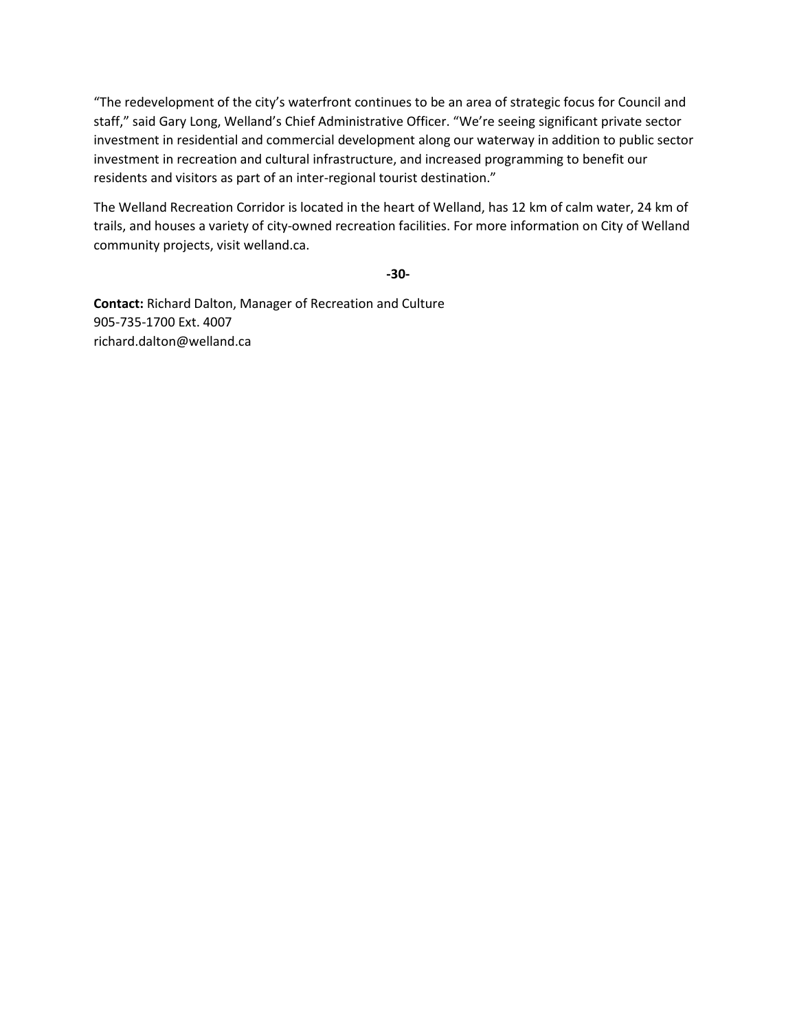"The redevelopment of the city's waterfront continues to be an area of strategic focus for Council and staff," said Gary Long, Welland's Chief Administrative Officer. "We're seeing significant private sector investment in residential and commercial development along our waterway in addition to public sector investment in recreation and cultural infrastructure, and increased programming to benefit our residents and visitors as part of an inter-regional tourist destination."

The Welland Recreation Corridor is located in the heart of Welland, has 12 km of calm water, 24 km of trails, and houses a variety of city-owned recreation facilities. For more information on City of Welland community projects, visit welland.ca.

**-30-**

**Contact:** Richard Dalton, Manager of Recreation and Culture
905-735-1700 Ext. 4007
richard.dalton@welland.ca